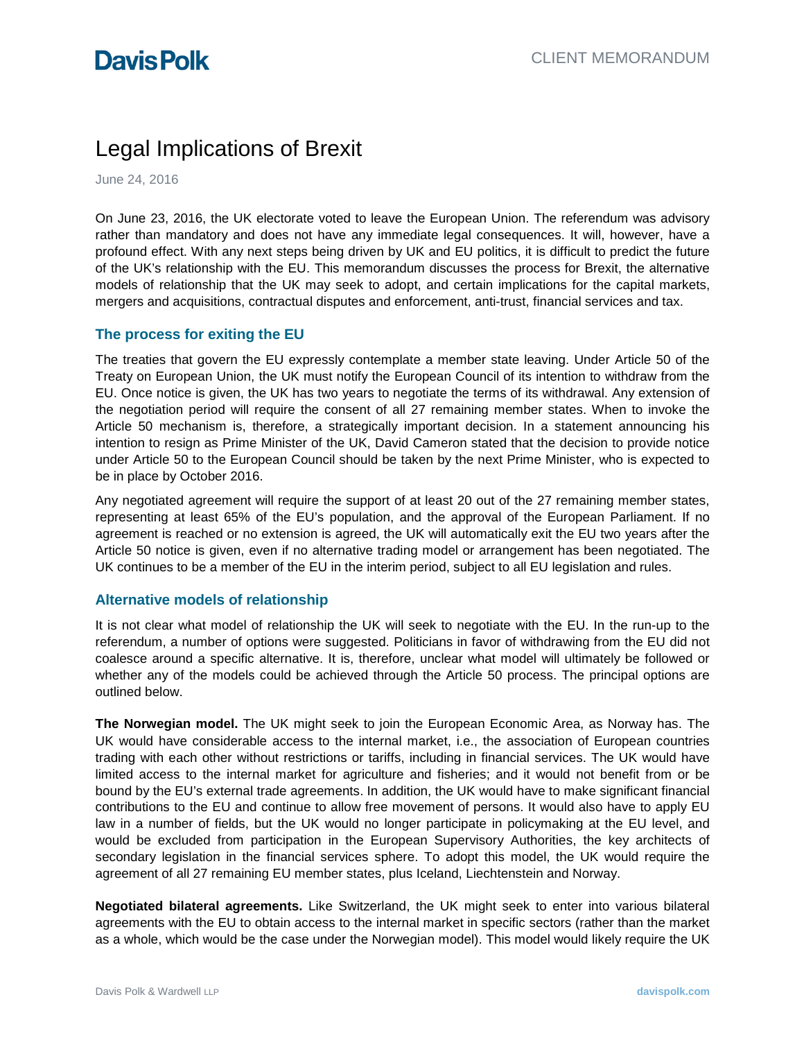# Legal Implications of Brexit

June 24, 2016

On June 23, 2016, the UK electorate voted to leave the European Union. The referendum was advisory rather than mandatory and does not have any immediate legal consequences. It will, however, have a profound effect. With any next steps being driven by UK and EU politics, it is difficult to predict the future of the UK's relationship with the EU. This memorandum discusses the process for Brexit, the alternative models of relationship that the UK may seek to adopt, and certain implications for the capital markets, mergers and acquisitions, contractual disputes and enforcement, anti-trust, financial services and tax.

## The process for exiting the EU

The treaties that govern the EU expressly contemplate a member state leaving. Under Article 50 of the Treaty on European Union, the UK must notify the European Council of its intention to withdraw from the EU. Once notice is given, the UK has two years to negotiate the terms of its withdrawal. Any extension of the negotiation period will require the consent of all 27 remaining member states. When to invoke the Article 50 mechanism is, therefore, a strategically important decision. In a statement announcing his intention to resign as Prime Minister of the UK, David Cameron stated that the decision to provide notice under Article 50 to the European Council should be taken by the next Prime Minister, who is expected to be in place by October 2016.

Any negotiated agreement will require the support of at least 20 out of the 27 remaining member states, representing at least 65% of the EU's population, and the approval of the European Parliament. If no agreement is reached or no extension is agreed, the UK will automatically exit the EU two years after the Article 50 notice is given, even if no alternative trading model or arrangement has been negotiated. The UK continues to be a member of the EU in the interim period, subject to all EU legislation and rules.

## Alternative models of relationship

It is not clear what model of relationship the UK will seek to negotiate with the EU. In the run-up to the referendum, a number of options were suggested. Politicians in favor of withdrawing from the EU did not coalesce around a specific alternative. It is, therefore, unclear what model will ultimately be followed or whether any of the models could be achieved through the Article 50 process. The principal options are outlined below.

**The Norwegian model.** The UK might seek to join the European Economic Area, as Norway has. The UK would have considerable access to the internal market, i.e., the association of European countries trading with each other without restrictions or tariffs, including in financial services. The UK would have limited access to the internal market for agriculture and fisheries; and it would not benefit from or be bound by the EU's external trade agreements. In addition, the UK would have to make significant financial contributions to the EU and continue to allow free movement of persons. It would also have to apply EU law in a number of fields, but the UK would no longer participate in policymaking at the EU level, and would be excluded from participation in the European Supervisory Authorities, the key architects of secondary legislation in the financial services sphere. To adopt this model, the UK would require the agreement of all 27 remaining EU member states, plus Iceland, Liechtenstein and Norway.

**Negotiated bilateral agreements.** Like Switzerland, the UK might seek to enter into various bilateral agreements with the EU to obtain access to the internal market in specific sectors (rather than the market as a whole, which would be the case under the Norwegian model). This model would likely require the UK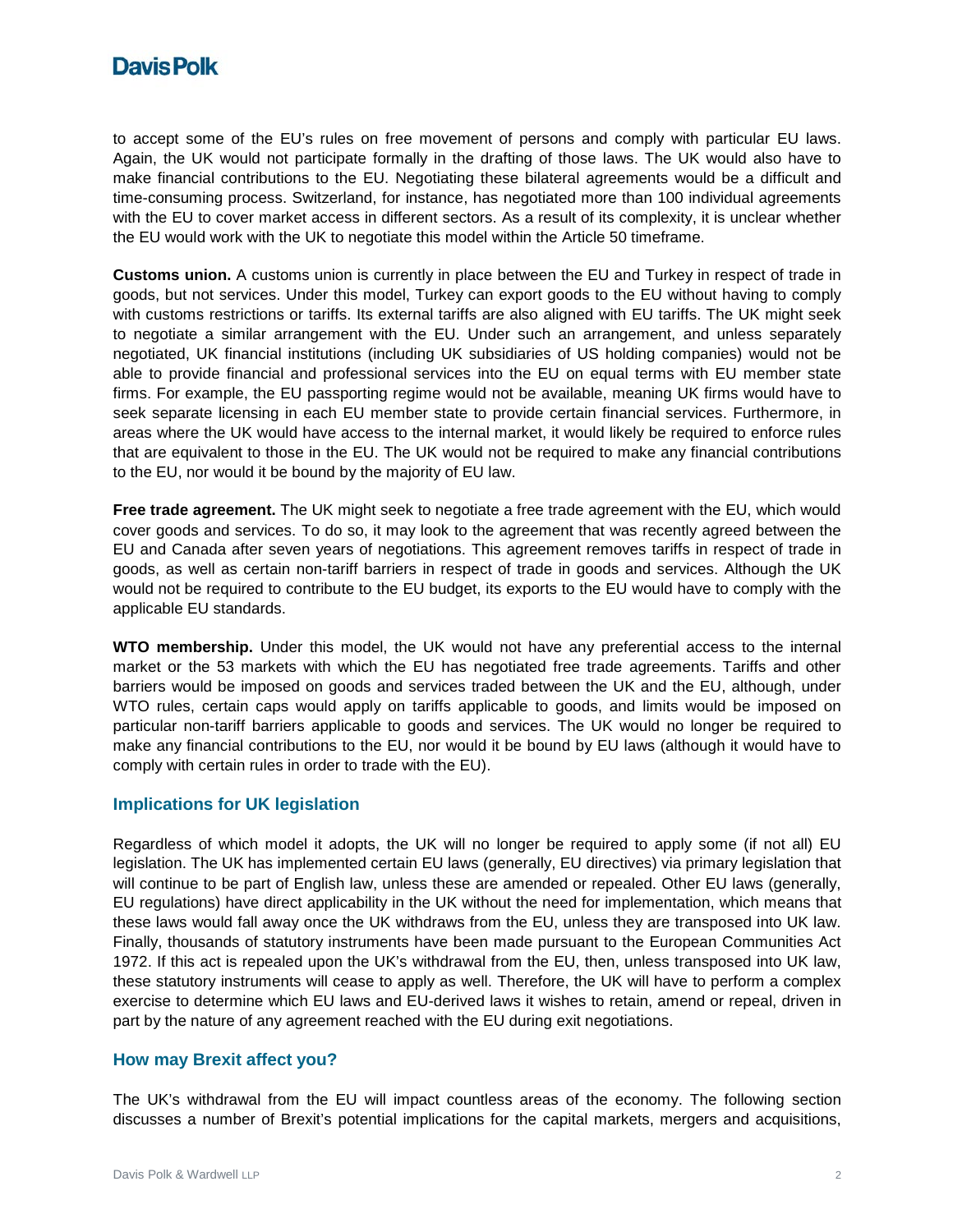to accept some of the EU's rules on free movement of persons and comply with particular EU laws. Again, the UK would not participate formally in the drafting of those laws. The UK would also have to make financial contributions to the EU. Negotiating these bilateral agreements would be a difficult and time-consuming process. Switzerland, for instance, has negotiated more than 100 individual agreements with the EU to cover market access in different sectors. As a result of its complexity, it is unclear whether the EU would work with the UK to negotiate this model within the Article 50 timeframe.

**Customs union.** A customs union is currently in place between the EU and Turkey in respect of trade in goods, but not services. Under this model, Turkey can export goods to the EU without having to comply with customs restrictions or tariffs. Its external tariffs are also aligned with EU tariffs. The UK might seek to negotiate a similar arrangement with the EU. Under such an arrangement, and unless separately negotiated, UK financial institutions (including UK subsidiaries of US holding companies) would not be able to provide financial and professional services into the EU on equal terms with EU member state firms. For example, the EU passporting regime would not be available, meaning UK firms would have to seek separate licensing in each EU member state to provide certain financial services. Furthermore, in areas where the UK would have access to the internal market, it would likely be required to enforce rules that are equivalent to those in the EU. The UK would not be required to make any financial contributions to the EU, nor would it be bound by the majority of EU law.

**Free trade agreement.** The UK might seek to negotiate a free trade agreement with the EU, which would cover goods and services. To do so, it may look to the agreement that was recently agreed between the EU and Canada after seven years of negotiations. This agreement removes tariffs in respect of trade in goods, as well as certain non-tariff barriers in respect of trade in goods and services. Although the UK would not be required to contribute to the EU budget, its exports to the EU would have to comply with the applicable EU standards.

**WTO membership.** Under this model, the UK would not have any preferential access to the internal market or the 53 markets with which the EU has negotiated free trade agreements. Tariffs and other barriers would be imposed on goods and services traded between the UK and the EU, although, under WTO rules, certain caps would apply on tariffs applicable to goods, and limits would be imposed on particular non-tariff barriers applicable to goods and services. The UK would no longer be required to make any financial contributions to the EU, nor would it be bound by EU laws (although it would have to comply with certain rules in order to trade with the EU).

## Implications for UK legislation

Regardless of which model it adopts, the UK will no longer be required to apply some (if not all) EU legislation. The UK has implemented certain EU laws (generally, EU directives) via primary legislation that will continue to be part of English law, unless these are amended or repealed. Other EU laws (generally, EU regulations) have direct applicability in the UK without the need for implementation, which means that these laws would fall away once the UK withdraws from the EU, unless they are transposed into UK law. Finally, thousands of statutory instruments have been made pursuant to the European Communities Act 1972. If this act is repealed upon the UK's withdrawal from the EU, then, unless transposed into UK law, these statutory instruments will cease to apply as well. Therefore, the UK will have to perform a complex exercise to determine which EU laws and EU-derived laws it wishes to retain, amend or repeal, driven in part by the nature of any agreement reached with the EU during exit negotiations.

## How may Brexit affect you?

The UK's withdrawal from the EU will impact countless areas of the economy. The following section discusses a number of Brexit's potential implications for the capital markets, mergers and acquisitions,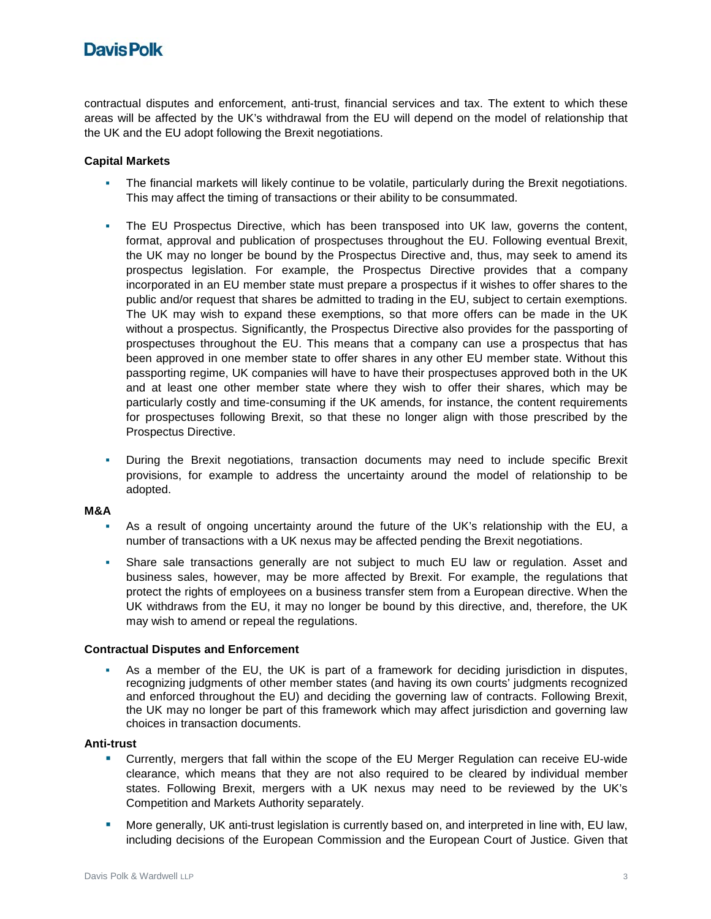contractual disputes and enforcement, anti-trust, financial services and tax. The extent to which these areas will be affected by the UK's withdrawal from the EU will depend on the model of relationship that the UK and the EU adopt following the Brexit negotiations.

**Capital Markets**

- The financial markets will likely continue to be volatile, particularly during the Brexit negotiations. This may affect the timing of transactions or their ability to be consummated.
- The EU Prospectus Directive, which has been transposed into UK law, governs the content, format, approval and publication of prospectuses throughout the EU. Following eventual Brexit, the UK may no longer be bound by the Prospectus Directive and, thus, may seek to amend its prospectus legislation. For example, the Prospectus Directive provides that a company incorporated in an EU member state must prepare a prospectus if it wishes to offer shares to the public and/or request that shares be admitted to trading in the EU, subject to certain exemptions. The UK may wish to expand these exemptions, so that more offers can be made in the UK without a prospectus. Significantly, the Prospectus Directive also provides for the passporting of prospectuses throughout the EU. This means that a company can use a prospectus that has been approved in one member state to offer shares in any other EU member state. Without this passporting regime, UK companies will have to have their prospectuses approved both in the UK and at least one other member state where they wish to offer their shares, which may be particularly costly and time-consuming if the UK amends, for instance, the content requirements for prospectuses following Brexit, so that these no longer align with those prescribed by the Prospectus Directive.
- During the Brexit negotiations, transaction documents may need to include specific Brexit provisions, for example to address the uncertainty around the model of relationship to be adopted.

**M&A**

- As a result of ongoing uncertainty around the future of the UK's relationship with the EU, a number of transactions with a UK nexus may be affected pending the Brexit negotiations.
- Share sale transactions generally are not subject to much EU law or regulation. Asset and business sales, however, may be more affected by Brexit. For example, the regulations that protect the rights of employees on a business transfer stem from a European directive. When the UK withdraws from the EU, it may no longer be bound by this directive, and, therefore, the UK may wish to amend or repeal the regulations.

**Contractual Disputes and Enforcement**

- As a member of the EU, the UK is part of a framework for deciding jurisdiction in disputes, recognizing judgments of other member states (and having its own courts' judgments recognized and enforced throughout the EU) and deciding the governing law of contracts. Following Brexit, the UK may no longer be part of this framework which may affect jurisdiction and governing law choices in transaction documents.

**Anti-trust**

- Currently, mergers that fall within the scope of the EU Merger Regulation can receive EU-wide clearance, which means that they are not also required to be cleared by individual member states. Following Brexit, mergers with a UK nexus may need to be reviewed by the UK's Competition and Markets Authority separately.
- More generally, UK anti-trust legislation is currently based on, and interpreted in line with, EU law, including decisions of the European Commission and the European Court of Justice. Given that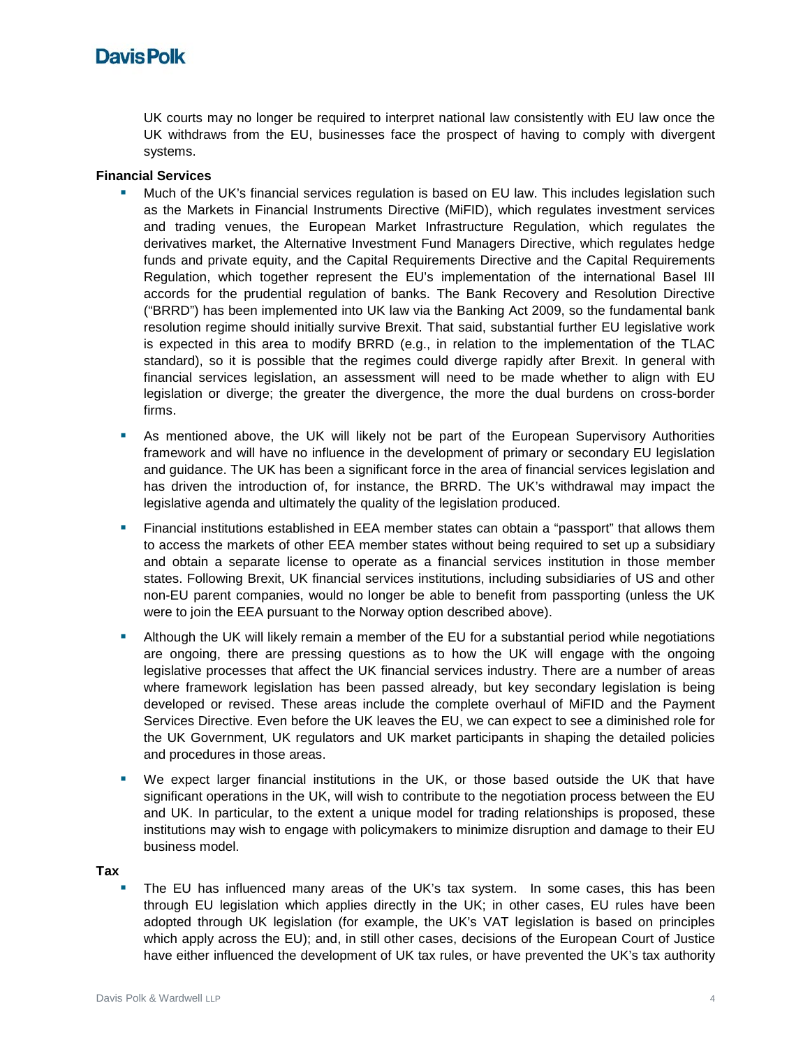UK courts may no longer be required to interpret national law consistently with EU law once the UK withdraws from the EU, businesses face the prospect of having to comply with divergent systems.

**Financial Services**

- Much of the UK's financial services regulation is based on EU law. This includes legislation such as the Markets in Financial Instruments Directive (MiFID), which regulates investment services and trading venues, the European Market Infrastructure Regulation, which regulates the derivatives market, the Alternative Investment Fund Managers Directive, which regulates hedge funds and private equity, and the Capital Requirements Directive and the Capital Requirements Regulation, which together represent the EU's implementation of the international Basel III accords for the prudential regulation of banks. The Bank Recovery and Resolution Directive ("BRRD") has been implemented into UK law via the Banking Act 2009, so the fundamental bank resolution regime should initially survive Brexit. That said, substantial further EU legislative work is expected in this area to modify BRRD (e.g., in relation to the implementation of the TLAC standard), so it is possible that the regimes could diverge rapidly after Brexit. In general with financial services legislation, an assessment will need to be made whether to align with EU legislation or diverge; the greater the divergence, the more the dual burdens on cross-border firms.
- As mentioned above, the UK will likely not be part of the European Supervisory Authorities framework and will have no influence in the development of primary or secondary EU legislation and guidance. The UK has been a significant force in the area of financial services legislation and has driven the introduction of, for instance, the BRRD. The UK's withdrawal may impact the legislative agenda and ultimately the quality of the legislation produced.
- Financial institutions established in EEA member states can obtain a "passport" that allows them to access the markets of other EEA member states without being required to set up a subsidiary and obtain a separate license to operate as a financial services institution in those member states. Following Brexit, UK financial services institutions, including subsidiaries of US and other non-EU parent companies, would no longer be able to benefit from passporting (unless the UK were to join the EEA pursuant to the Norway option described above).
- Although the UK will likely remain a member of the EU for a substantial period while negotiations are ongoing, there are pressing questions as to how the UK will engage with the ongoing legislative processes that affect the UK financial services industry. There are a number of areas where framework legislation has been passed already, but key secondary legislation is being developed or revised. These areas include the complete overhaul of MiFID and the Payment Services Directive. Even before the UK leaves the EU, we can expect to see a diminished role for the UK Government, UK regulators and UK market participants in shaping the detailed policies and procedures in those areas.
- We expect larger financial institutions in the UK, or those based outside the UK that have significant operations in the UK, will wish to contribute to the negotiation process between the EU and UK. In particular, to the extent a unique model for trading relationships is proposed, these institutions may wish to engage with policymakers to minimize disruption and damage to their EU business model.

**Tax**

- The EU has influenced many areas of the UK's tax system. In some cases, this has been through EU legislation which applies directly in the UK; in other cases, EU rules have been adopted through UK legislation (for example, the UK's VAT legislation is based on principles which apply across the EU); and, in still other cases, decisions of the European Court of Justice have either influenced the development of UK tax rules, or have prevented the UK's tax authority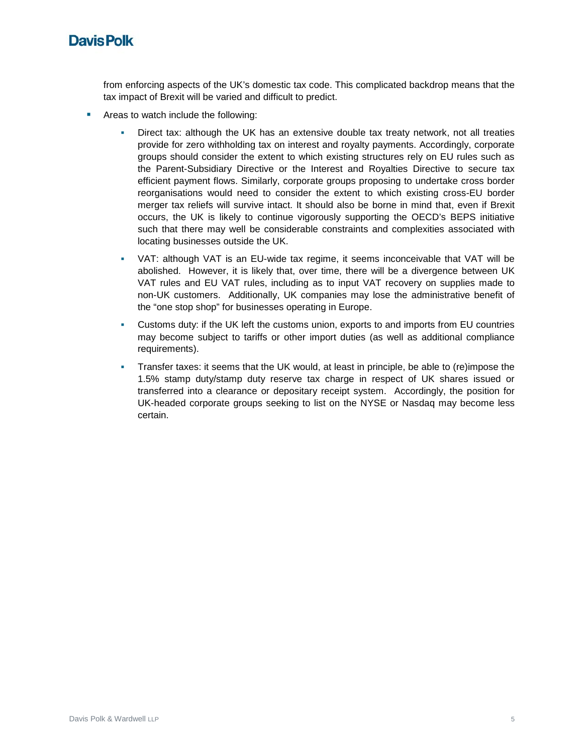from enforcing aspects of the UK's domestic tax code. This complicated backdrop means that the tax impact of Brexit will be varied and difficult to predict.

- Areas to watch include the following:
  - Direct tax: although the UK has an extensive double tax treaty network, not all treaties provide for zero withholding tax on interest and royalty payments. Accordingly, corporate groups should consider the extent to which existing structures rely on EU rules such as the Parent-Subsidiary Directive or the Interest and Royalties Directive to secure tax efficient payment flows. Similarly, corporate groups proposing to undertake cross border reorganisations would need to consider the extent to which existing cross-EU border merger tax reliefs will survive intact. It should also be borne in mind that, even if Brexit occurs, the UK is likely to continue vigorously supporting the OECD's BEPS initiative such that there may well be considerable constraints and complexities associated with locating businesses outside the UK.
  - VAT: although VAT is an EU-wide tax regime, it seems inconceivable that VAT will be abolished. However, it is likely that, over time, there will be a divergence between UK VAT rules and EU VAT rules, including as to input VAT recovery on supplies made to non-UK customers. Additionally, UK companies may lose the administrative benefit of the "one stop shop" for businesses operating in Europe.
  - Customs duty: if the UK left the customs union, exports to and imports from EU countries may become subject to tariffs or other import duties (as well as additional compliance requirements).
  - Transfer taxes: it seems that the UK would, at least in principle, be able to (re)impose the 1.5% stamp duty/stamp duty reserve tax charge in respect of UK shares issued or transferred into a clearance or depositary receipt system. Accordingly, the position for UK-headed corporate groups seeking to list on the NYSE or Nasdaq may become less certain.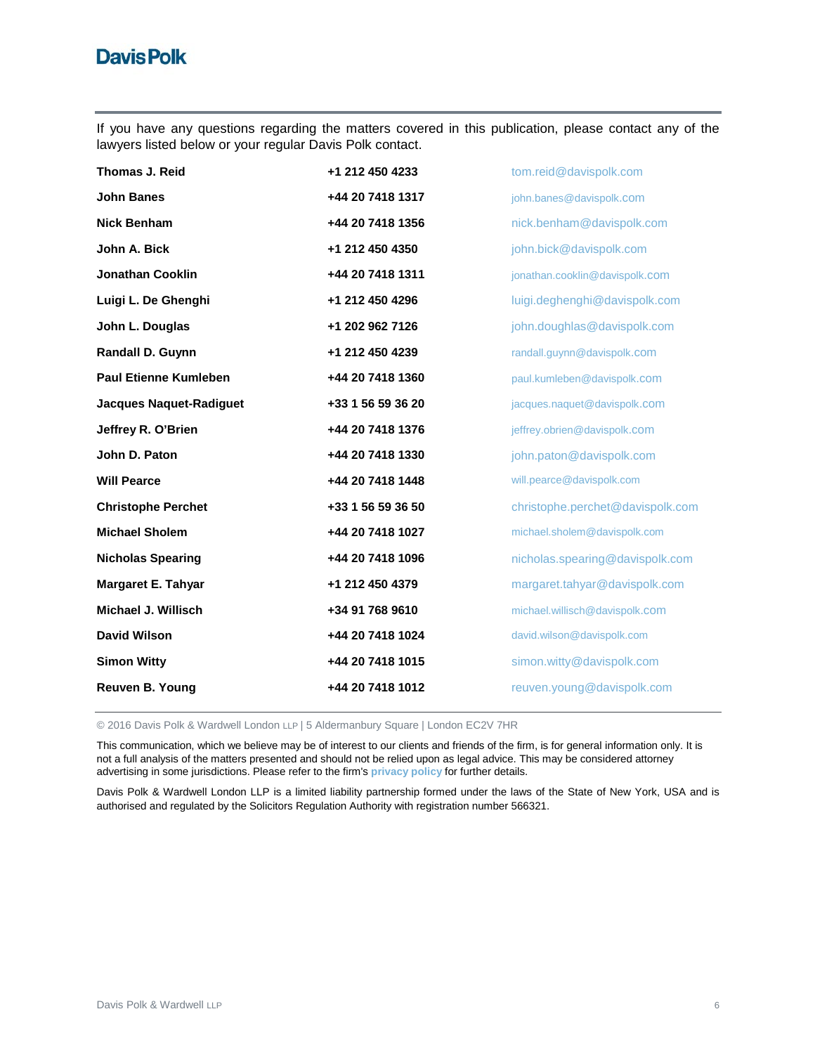If you have any questions regarding the matters covered in this publication, please contact any of the lawyers listed below or your regular Davis Polk contact.

| | | |
|---|---|---|
| **Thomas J. Reid** | **+1 212 450 4233** | tom.reid@davispolk.com |
| **John Banes** | **+44 20 7418 1317** | john.banes@davispolk.com |
| **Nick Benham** | **+44 20 7418 1356** | nick.benham@davispolk.com |
| **John A. Bick** | **+1 212 450 4350** | john.bick@davispolk.com |
| **Jonathan Cooklin** | **+44 20 7418 1311** | jonathan.cooklin@davispolk.com |
| **Luigi L. De Ghenghi** | **+1 212 450 4296** | luigi.deghenghi@davispolk.com |
| **John L. Douglas** | **+1 202 962 7126** | john.doughlas@davispolk.com |
| **Randall D. Guynn** | **+1 212 450 4239** | randall.guynn@davispolk.com |
| **Paul Etienne Kumleben** | **+44 20 7418 1360** | paul.kumleben@davispolk.com |
| **Jacques Naquet-Radiguet** | **+33 1 56 59 36 20** | jacques.naquet@davispolk.com |
| **Jeffrey R. O'Brien** | **+44 20 7418 1376** | jeffrey.obrien@davispolk.com |
| **John D. Paton** | **+44 20 7418 1330** | john.paton@davispolk.com |
| **Will Pearce** | **+44 20 7418 1448** | will.pearce@davispolk.com |
| **Christophe Perchet** | **+33 1 56 59 36 50** | christophe.perchet@davispolk.com |
| **Michael Sholem** | **+44 20 7418 1027** | michael.sholem@davispolk.com |
| **Nicholas Spearing** | **+44 20 7418 1096** | nicholas.spearing@davispolk.com |
| **Margaret E. Tahyar** | **+1 212 450 4379** | margaret.tahyar@davispolk.com |
| **Michael J. Willisch** | **+34 91 768 9610** | michael.willisch@davispolk.com |
| **David Wilson** | **+44 20 7418 1024** | david.wilson@davispolk.com |
| **Simon Witty** | **+44 20 7418 1015** | simon.witty@davispolk.com |
| **Reuven B. Young** | **+44 20 7418 1012** | reuven.young@davispolk.com |

© 2016 Davis Polk & Wardwell London LLP | 5 Aldermanbury Square | London EC2V 7HR

This communication, which we believe may be of interest to our clients and friends of the firm, is for general information only. It is not a full analysis of the matters presented and should not be relied upon as legal advice. This may be considered attorney advertising in some jurisdictions. Please refer to the firm's **privacy policy** for further details.

Davis Polk & Wardwell London LLP is a limited liability partnership formed under the laws of the State of New York, USA and is authorised and regulated by the Solicitors Regulation Authority with registration number 566321.